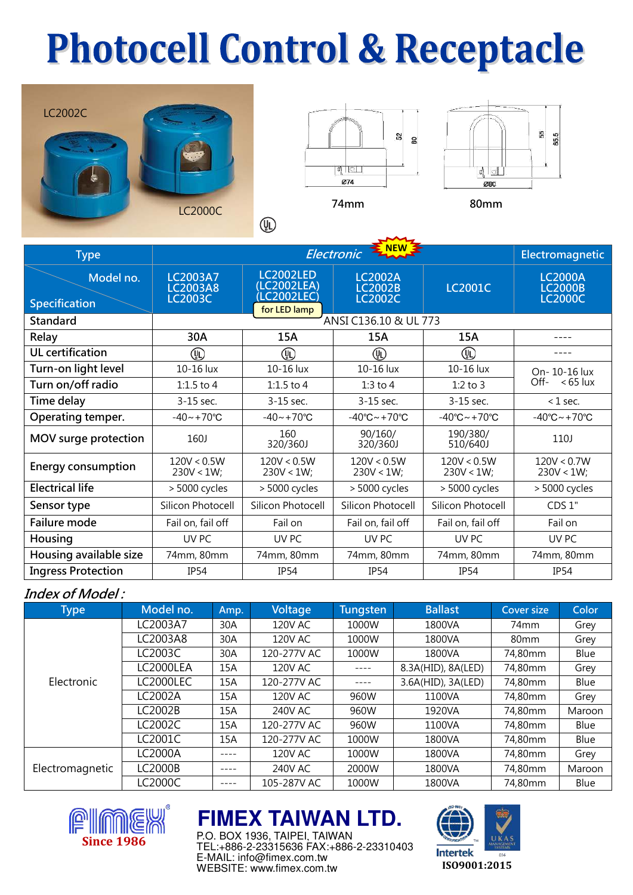# Photocell Control & Receptacle

LC2002C

LC2000C

74mm

80mm

| Type | Electronic (NEW) | | | | Electromagnetic |
|---|---|---|---|---|---|
| Model no. / Specification | LC2003A7 LC2003A8 LC2003C | LC2002LED (LC2002LEA) (LC2002LEC) for LED lamp | LC2002A LC2002B LC2002C | LC2001C | LC2000A LC2000B LC2000C |
| Standard | ANSI C136.10 & UL 773 | | | | |
| Relay | 30A | 15A | 15A | 15A | ---- |
| UL certification | UL | UL | UL | UL | ---- |
| Turn-on light level | 10-16 lux | 10-16 lux | 10-16 lux | 10-16 lux | On- 10-16 lux Off- < 65 lux |
| Turn on/off radio | 1:1.5 to 4 | 1:1.5 to 4 | 1:3 to 4 | 1:2 to 3 | |
| Time delay | 3-15 sec. | 3-15 sec. | 3-15 sec. | 3-15 sec. | < 1 sec. |
| Operating temper. | -40~+70℃ | -40~+70℃ | -40℃~+70℃ | -40℃~+70℃ | -40℃~+70℃ |
| MOV surge protection | 160J | 160 320/360J | 90/160/ 320/360J | 190/380/ 510/640J | 110J |
| Energy consumption | 120V < 0.5W 230V < 1W; | 120V < 0.5W 230V < 1W; | 120V < 0.5W 230V < 1W; | 120V < 0.5W 230V < 1W; | 120V < 0.7W 230V < 1W; |
| Electrical life | > 5000 cycles | > 5000 cycles | > 5000 cycles | > 5000 cycles | > 5000 cycles |
| Sensor type | Silicon Photocell | Silicon Photocell | Silicon Photocell | Silicon Photocell | CDS 1" |
| Failure mode | Fail on, fail off | Fail on | Fail on, fail off | Fail on, fail off | Fail on |
| Housing | UV PC | UV PC | UV PC | UV PC | UV PC |
| Housing available size | 74mm, 80mm | 74mm, 80mm | 74mm, 80mm | 74mm, 80mm | 74mm, 80mm |
| Ingress Protection | IP54 | IP54 | IP54 | IP54 | IP54 |

*Index of Model :*

| Type | Model no. | Amp. | Voltage | Tungsten | Ballast | Cover size | Color |
|---|---|---|---|---|---|---|---|
| Electronic | LC2003A7 | 30A | 120V AC | 1000W | 1800VA | 74mm | Grey |
| | LC2003A8 | 30A | 120V AC | 1000W | 1800VA | 80mm | Grey |
| | LC2003C | 30A | 120-277V AC | 1000W | 1800VA | 74,80mm | Blue |
| | LC2000LEA | 15A | 120V AC | ---- | 8.3A(HID), 8A(LED) | 74,80mm | Grey |
| | LC2000LEC | 15A | 120-277V AC | ---- | 3.6A(HID), 3A(LED) | 74,80mm | Blue |
| | LC2002A | 15A | 120V AC | 960W | 1100VA | 74,80mm | Grey |
| | LC2002B | 15A | 240V AC | 960W | 1920VA | 74,80mm | Maroon |
| | LC2002C | 15A | 120-277V AC | 960W | 1100VA | 74,80mm | Blue |
| | LC2001C | 15A | 120-277V AC | 1000W | 1800VA | 74,80mm | Blue |
| Electromagnetic | LC2000A | ---- | 120V AC | 1000W | 1800VA | 74,80mm | Grey |
| | LC2000B | ---- | 240V AC | 2000W | 1800VA | 74,80mm | Maroon |
| | LC2000C | ---- | 105-287V AC | 1000W | 1800VA | 74,80mm | Blue |

FIMEX Since 1986

**FIMEX TAIWAN LTD.**
P.O. BOX 1936, TAIPEI, TAIWAN
TEL:+886-2-23315636 FAX:+886-2-23310403
E-MAIL: info@fimex.com.tw
WEBSITE: www.fimex.com.tw

Intertek ISO9001:2015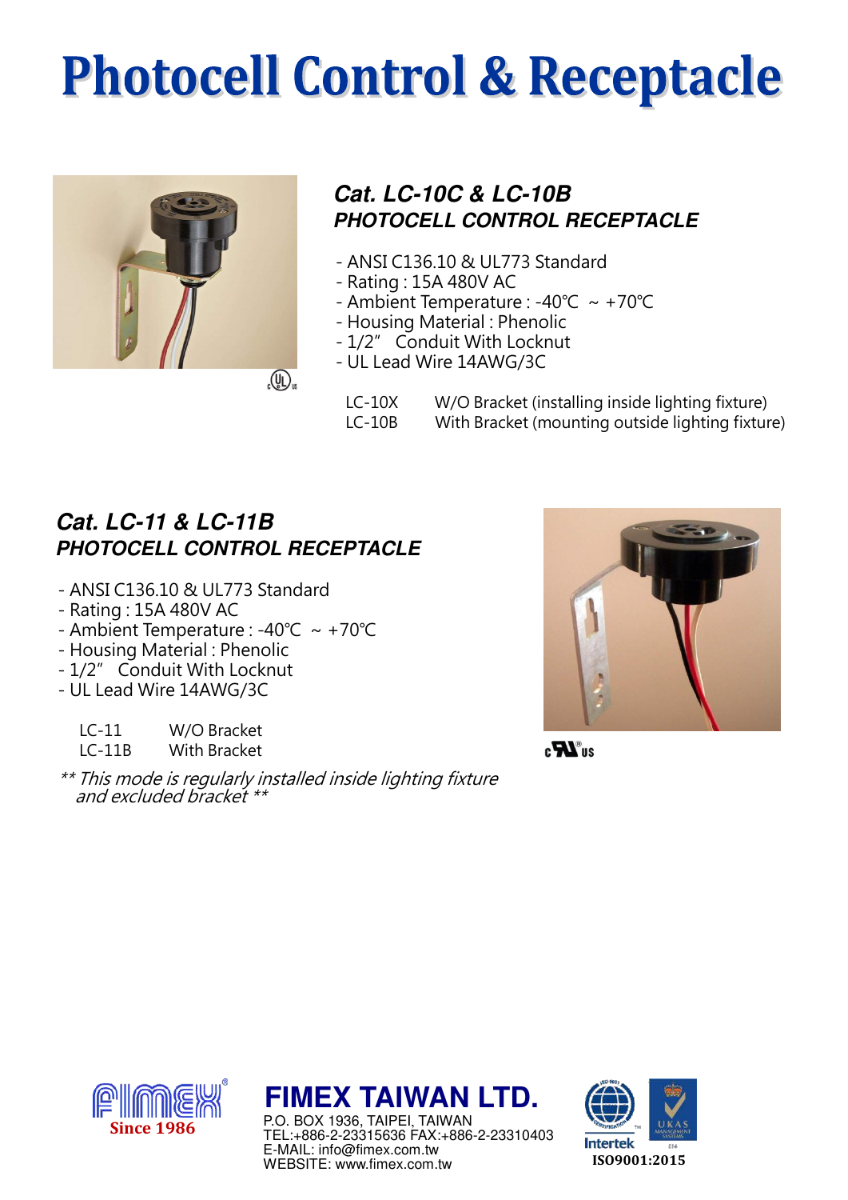# Photocell Control & Receptacle

### *Cat. LC-10C & LC-10B*
### *PHOTOCELL CONTROL RECEPTACLE*

- ANSI C136.10 & UL773 Standard
- Rating : 15A 480V AC
- Ambient Temperature : -40℃ ~ +70℃
- Housing Material : Phenolic
- 1/2" Conduit With Locknut
- UL Lead Wire 14AWG/3C

| | |
|---|---|
| LC-10X | W/O Bracket (installing inside lighting fixture) |
| LC-10B | With Bracket (mounting outside lighting fixture) |

### *Cat. LC-11 & LC-11B*
### *PHOTOCELL CONTROL RECEPTACLE*

- ANSI C136.10 & UL773 Standard
- Rating : 15A 480V AC
- Ambient Temperature : -40℃ ~ +70℃
- Housing Material : Phenolic
- 1/2" Conduit With Locknut
- UL Lead Wire 14AWG/3C

| | |
|---|---|
| LC-11 | W/O Bracket |
| LC-11B | With Bracket |

*** This mode is regularly installed inside lighting fixture and excluded bracket ***

Since 1986

**FIMEX TAIWAN LTD.**
P.O. BOX 1936, TAIPEI, TAIWAN
TEL:+886-2-23315636 FAX:+886-2-23310403
E-MAIL: info@fimex.com.tw
WEBSITE: www.fimex.com.tw

ISO9001:2015